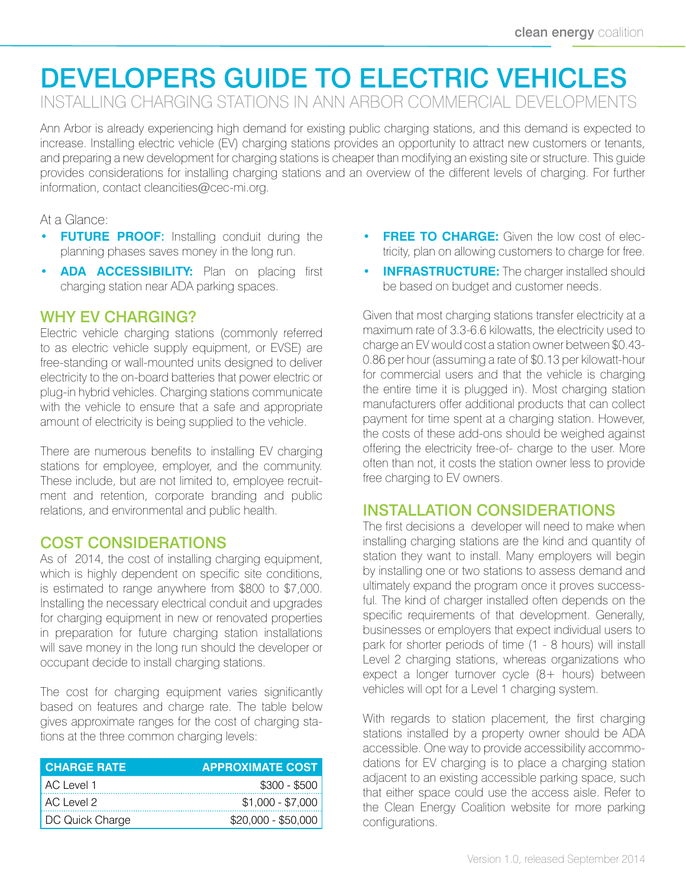# DEVELOPERS GUIDE TO ELECTRIC VEHICLES

## INSTALLING CHARGING STATIONS IN ANN ARBOR COMMERCIAL DEVELOPMENTS

Ann Arbor is already experiencing high demand for existing public charging stations, and this demand is expected to increase. Installing electric vehicle (EV) charging stations provides an opportunity to attract new customers or tenants, and preparing a new development for charging stations is cheaper than modifying an existing site or structure. This guide provides considerations for installing charging stations and an overview of the different levels of charging. For further information, contact cleancities@cec-mi.org.

At a Glance:

- **FUTURE PROOF:** Installing conduit during the planning phases saves money in the long run.
- **ADA ACCESSIBILITY:** Plan on placing first charging station near ADA parking spaces.
- **FREE TO CHARGE:** Given the low cost of electricity, plan on allowing customers to charge for free.
- **INFRASTRUCTURE:** The charger installed should be based on budget and customer needs.

## WHY EV CHARGING?

Electric vehicle charging stations (commonly referred to as electric vehicle supply equipment, or EVSE) are free-standing or wall-mounted units designed to deliver electricity to the on-board batteries that power electric or plug-in hybrid vehicles. Charging stations communicate with the vehicle to ensure that a safe and appropriate amount of electricity is being supplied to the vehicle.

There are numerous benefits to installing EV charging stations for employee, employer, and the community. These include, but are not limited to, employee recruitment and retention, corporate branding and public relations, and environmental and public health.

## COST CONSIDERATIONS

As of 2014, the cost of installing charging equipment, which is highly dependent on specific site conditions, is estimated to range anywhere from $800 to $7,000. Installing the necessary electrical conduit and upgrades for charging equipment in new or renovated properties in preparation for future charging station installations will save money in the long run should the developer or occupant decide to install charging stations.

The cost for charging equipment varies significantly based on features and charge rate. The table below gives approximate ranges for the cost of charging stations at the three common charging levels:

| CHARGE RATE | APPROXIMATE COST |
|---|---|
| AC Level 1 | $300 - $500 |
| AC Level 2 | $1,000 - $7,000 |
| DC Quick Charge | $20,000 - $50,000 |

Given that most charging stations transfer electricity at a maximum rate of 3.3-6.6 kilowatts, the electricity used to charge an EV would cost a station owner between $0.43-0.86 per hour (assuming a rate of $0.13 per kilowatt-hour for commercial users and that the vehicle is charging the entire time it is plugged in). Most charging station manufacturers offer additional products that can collect payment for time spent at a charging station. However, the costs of these add-ons should be weighed against offering the electricity free-of- charge to the user. More often than not, it costs the station owner less to provide free charging to EV owners.

## INSTALLATION CONSIDERATIONS

The first decisions a developer will need to make when installing charging stations are the kind and quantity of station they want to install. Many employers will begin by installing one or two stations to assess demand and ultimately expand the program once it proves successful. The kind of charger installed often depends on the specific requirements of that development. Generally, businesses or employers that expect individual users to park for shorter periods of time (1 - 8 hours) will install Level 2 charging stations, whereas organizations who expect a longer turnover cycle (8+ hours) between vehicles will opt for a Level 1 charging system.

With regards to station placement, the first charging stations installed by a property owner should be ADA accessible. One way to provide accessibility accommodations for EV charging is to place a charging station adjacent to an existing accessible parking space, such that either space could use the access aisle. Refer to the Clean Energy Coalition website for more parking configurations.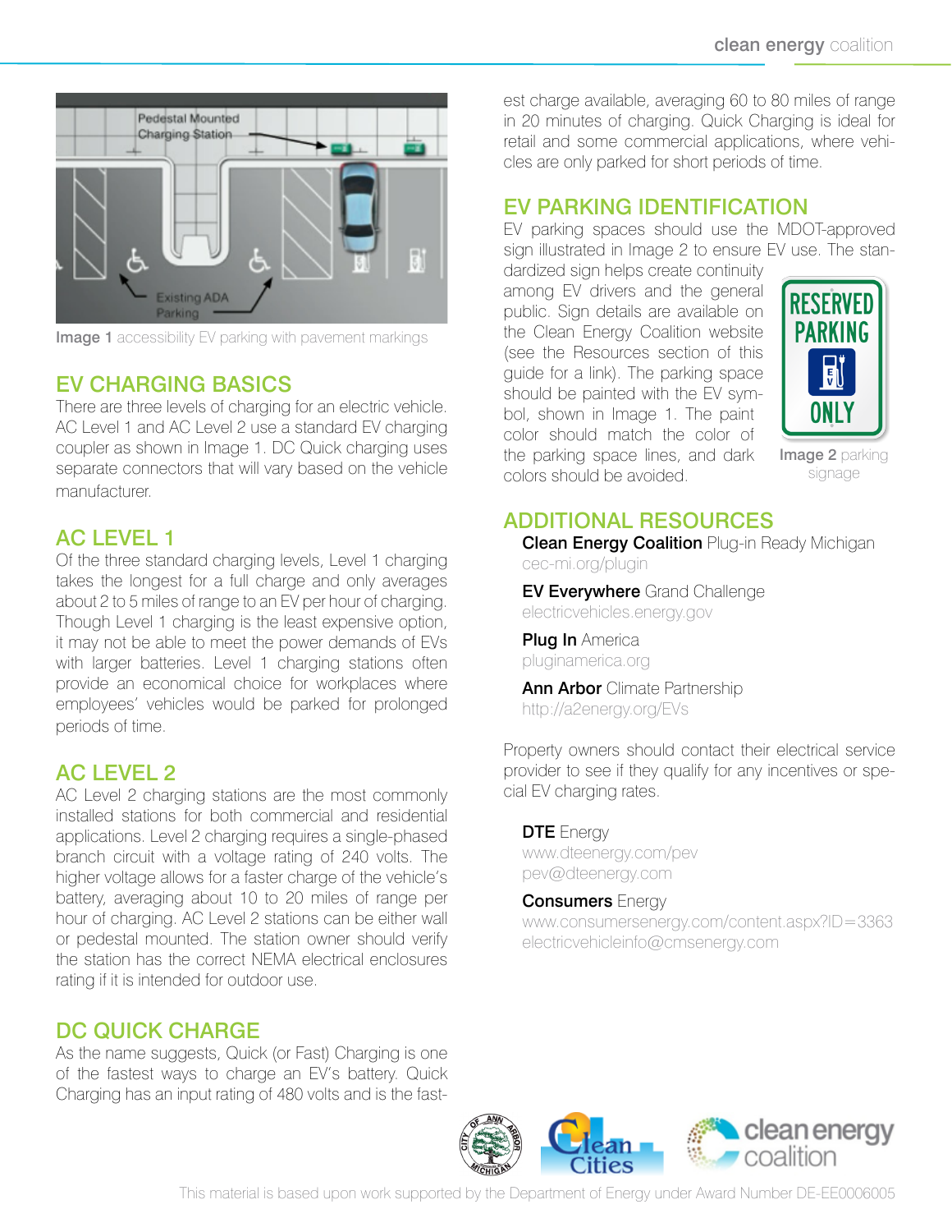Image 1 accessibility EV parking with pavement markings

## EV CHARGING BASICS

There are three levels of charging for an electric vehicle. AC Level 1 and AC Level 2 use a standard EV charging coupler as shown in Image 1. DC Quick charging uses separate connectors that will vary based on the vehicle manufacturer.

## AC LEVEL 1

Of the three standard charging levels, Level 1 charging takes the longest for a full charge and only averages about 2 to 5 miles of range to an EV per hour of charging. Though Level 1 charging is the least expensive option, it may not be able to meet the power demands of EVs with larger batteries. Level 1 charging stations often provide an economical choice for workplaces where employees' vehicles would be parked for prolonged periods of time.

## AC LEVEL 2

AC Level 2 charging stations are the most commonly installed stations for both commercial and residential applications. Level 2 charging requires a single-phased branch circuit with a voltage rating of 240 volts. The higher voltage allows for a faster charge of the vehicle's battery, averaging about 10 to 20 miles of range per hour of charging. AC Level 2 stations can be either wall or pedestal mounted. The station owner should verify the station has the correct NEMA electrical enclosures rating if it is intended for outdoor use.

## DC QUICK CHARGE

As the name suggests, Quick (or Fast) Charging is one of the fastest ways to charge an EV's battery. Quick Charging has an input rating of 480 volts and is the fastest charge available, averaging 60 to 80 miles of range in 20 minutes of charging. Quick Charging is ideal for retail and some commercial applications, where vehicles are only parked for short periods of time.

## EV PARKING IDENTIFICATION

EV parking spaces should use the MDOT-approved sign illustrated in Image 2 to ensure EV use. The standardized sign helps create continuity among EV drivers and the general public. Sign details are available on the Clean Energy Coalition website (see the Resources section of this guide for a link). The parking space should be painted with the EV symbol, shown in Image 1. The paint color should match the color of the parking space lines, and dark colors should be avoided.

Image 2 parking signage

## ADDITIONAL RESOURCES

**Clean Energy Coalition** Plug-in Ready Michigan
cec-mi.org/plugin

**EV Everywhere** Grand Challenge
electricvehicles.energy.gov

**Plug In** America
pluginamerica.org

**Ann Arbor** Climate Partnership
http://a2energy.org/EVs

Property owners should contact their electrical service provider to see if they qualify for any incentives or special EV charging rates.

**DTE** Energy
www.dteenergy.com/pev
pev@dteenergy.com

**Consumers** Energy
www.consumersenergy.com/content.aspx?ID=3363
electricvehicleinfo@cmsenergy.com

This material is based upon work supported by the Department of Energy under Award Number DE-EE0006005